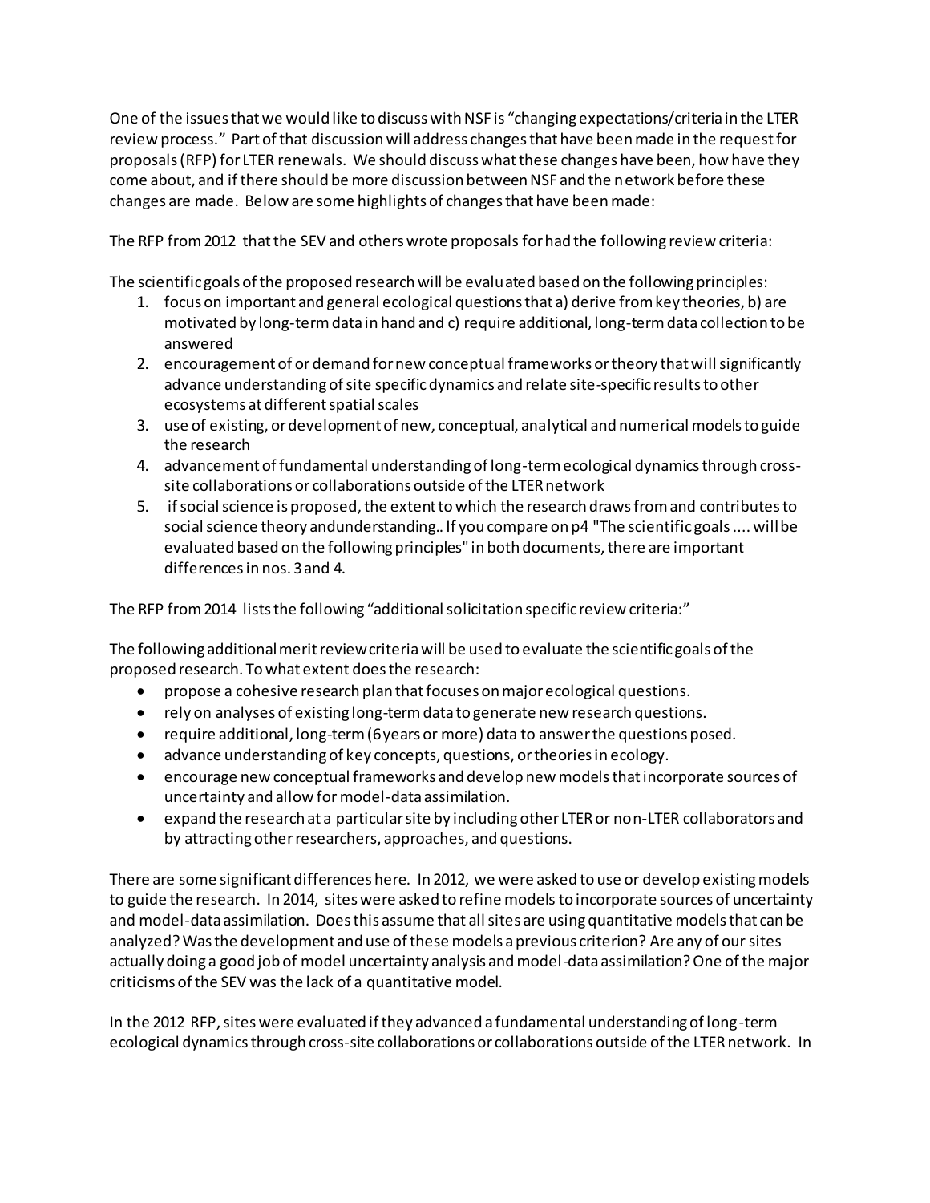One of the issues that we would like to discuss with NSF is "changing expectations/criteria in the LTER review process." Part of that discussion will address changes that have been made in the request for proposals (RFP) for LTER renewals. We should discuss what these changes have been, how have they come about, and if there should be more discussion between NSF and the network before these changes are made. Below are some highlights of changes that have been made:

The RFP from 2012 that the SEV and others wrote proposals for had the following review criteria:

The scientific goals of the proposed research will be evaluated based on the following principles:

1. focus on important and general ecological questions that a) derive from key theories, b) are motivated by long-term data in hand and c) require additional, long-term data collection to be answered
2. encouragement of or demand for new conceptual frameworks or theory that will significantly advance understanding of site specific dynamics and relate site-specific results to other ecosystems at different spatial scales
3. use of existing, or development of new, conceptual, analytical and numerical models to guide the research
4. advancement of fundamental understanding of long-term ecological dynamics through cross-site collaborations or collaborations outside of the LTER network
5. if social science is proposed, the extent to which the research draws from and contributes to social science theory andunderstanding.. If you compare on p4 "The scientific goals .... will be evaluated based on the following principles" in both documents, there are important differences in nos. 3 and 4.

The RFP from 2014 lists the following "additional solicitation specific review criteria:"

The following additional merit review criteria will be used to evaluate the scientific goals of the proposed research. To what extent does the research:

- propose a cohesive research plan that focuses on major ecological questions.
- rely on analyses of existing long-term data to generate new research questions.
- require additional, long-term (6 years or more) data to answer the questions posed.
- advance understanding of key concepts, questions, or theories in ecology.
- encourage new conceptual frameworks and develop new models that incorporate sources of uncertainty and allow for model-data assimilation.
- expand the research at a particular site by including other LTER or non-LTER collaborators and by attracting other researchers, approaches, and questions.

There are some significant differences here. In 2012, we were asked to use or develop existing models to guide the research. In 2014, sites were asked to refine models to incorporate sources of uncertainty and model-data assimilation. Does this assume that all sites are using quantitative models that can be analyzed? Was the development and use of these models a previous criterion? Are any of our sites actually doing a good job of model uncertainty analysis and model-data assimilation? One of the major criticisms of the SEV was the lack of a quantitative model.

In the 2012 RFP, sites were evaluated if they advanced a fundamental understanding of long-term ecological dynamics through cross-site collaborations or collaborations outside of the LTER network. In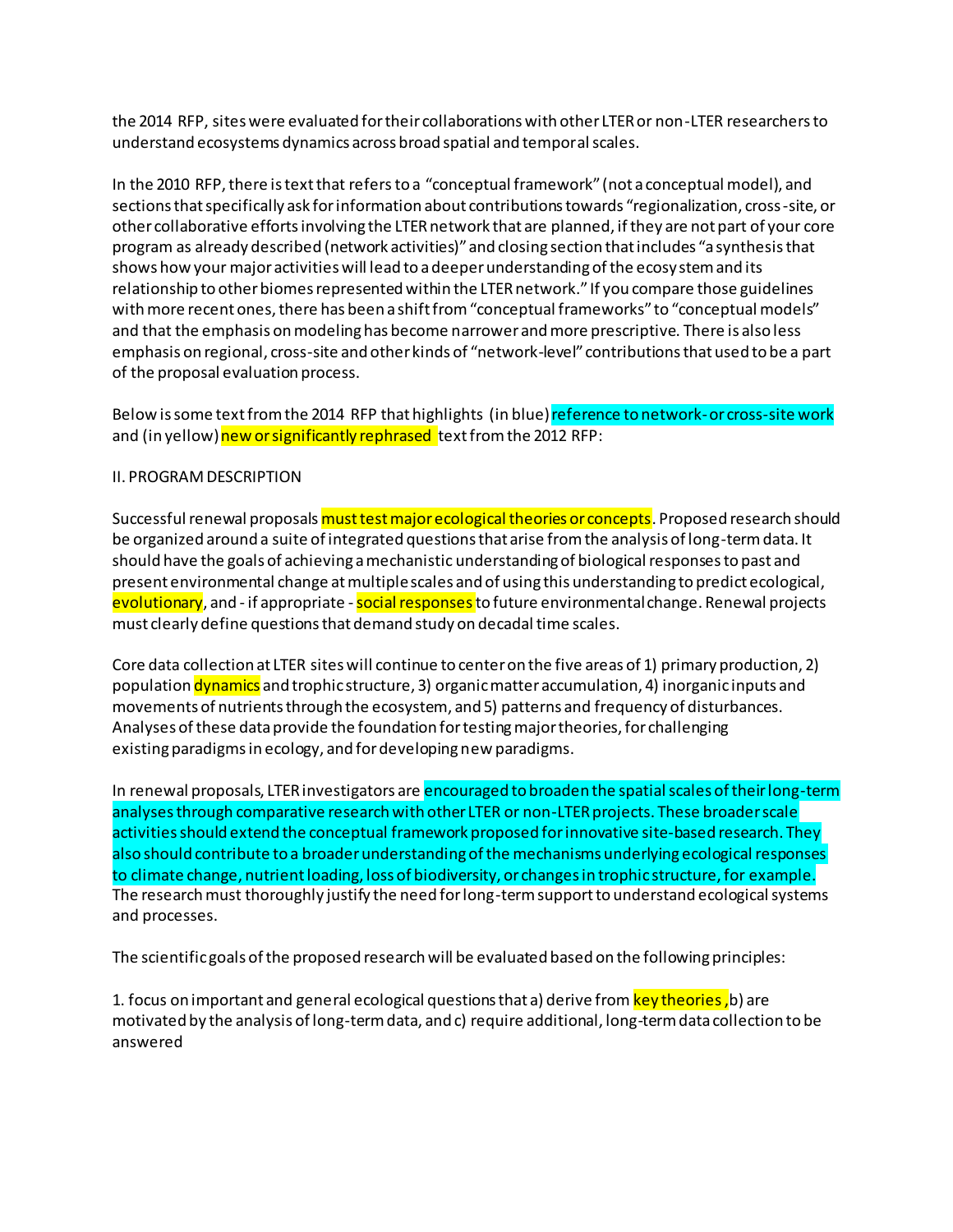the 2014 RFP, sites were evaluated for their collaborations with other LTER or non-LTER researchers to understand ecosystems dynamics across broad spatial and temporal scales.

In the 2010 RFP, there is text that refers to a "conceptual framework" (not a conceptual model), and sections that specifically ask for information about contributions towards "regionalization, cross-site, or other collaborative efforts involving the LTER network that are planned, if they are not part of your core program as already described (network activities)" and closing section that includes "a synthesis that shows how your major activities will lead to a deeper understanding of the ecosystem and its relationship to other biomes represented within the LTER network." If you compare those guidelines with more recent ones, there has been a shift from "conceptual frameworks" to "conceptual models" and that the emphasis on modeling has become narrower and more prescriptive. There is also less emphasis on regional, cross-site and other kinds of "network-level" contributions that used to be a part of the proposal evaluation process.

Below is some text from the 2014 RFP that highlights (in blue) reference to network- or cross-site work and (in yellow) new or significantly rephrased text from the 2012 RFP:

II. PROGRAM DESCRIPTION

Successful renewal proposals must test major ecological theories or concepts. Proposed research should be organized around a suite of integrated questions that arise from the analysis of long-term data. It should have the goals of achieving a mechanistic understanding of biological responses to past and present environmental change at multiple scales and of using this understanding to predict ecological, evolutionary, and - if appropriate - social responses to future environmental change. Renewal projects must clearly define questions that demand study on decadal time scales.

Core data collection at LTER sites will continue to center on the five areas of 1) primary production, 2) population dynamics and trophic structure, 3) organic matter accumulation, 4) inorganic inputs and movements of nutrients through the ecosystem, and 5) patterns and frequency of disturbances. Analyses of these data provide the foundation for testing major theories, for challenging existing paradigms in ecology, and for developing new paradigms.

In renewal proposals, LTER investigators are encouraged to broaden the spatial scales of their long-term analyses through comparative research with other LTER or non-LTER projects. These broader scale activities should extend the conceptual framework proposed for innovative site-based research. They also should contribute to a broader understanding of the mechanisms underlying ecological responses to climate change, nutrient loading, loss of biodiversity, or changes in trophic structure, for example. The research must thoroughly justify the need for long-term support to understand ecological systems and processes.

The scientific goals of the proposed research will be evaluated based on the following principles:

1. focus on important and general ecological questions that a) derive from key theories, b) are motivated by the analysis of long-term data, and c) require additional, long-term data collection to be answered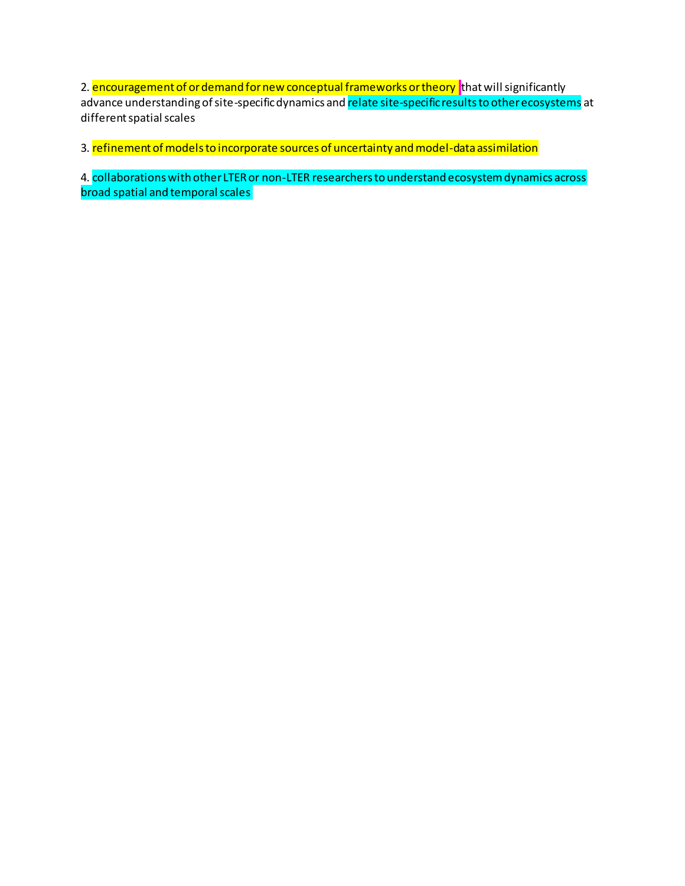2. encouragement of or demand for new conceptual frameworks or theory that will significantly advance understanding of site-specific dynamics and relate site-specific results to other ecosystems at different spatial scales

3. refinement of models to incorporate sources of uncertainty and model-data assimilation

4. collaborations with other LTER or non-LTER researchers to understand ecosystem dynamics across broad spatial and temporal scales